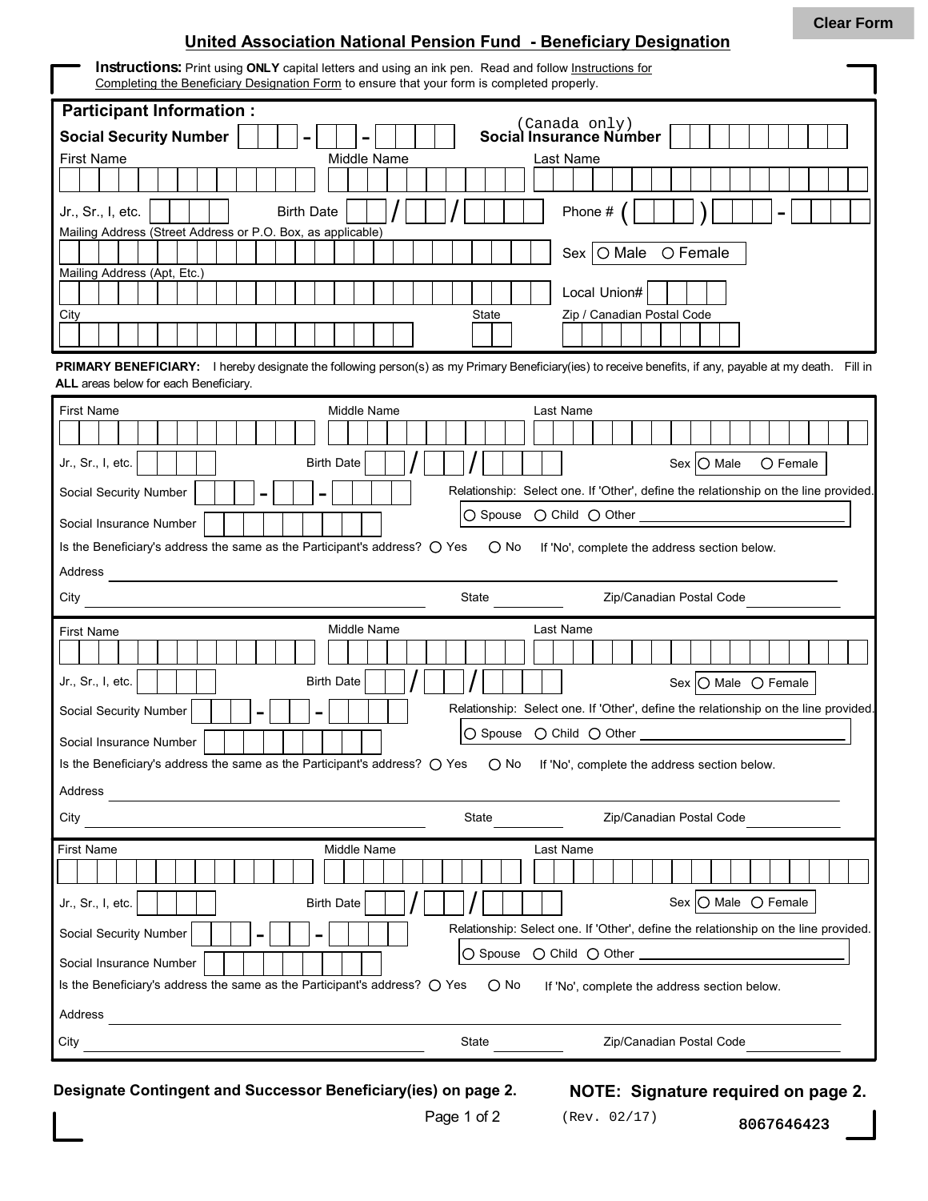Clear Form

# United Association National Pension Fund - Beneficiary Designation

**Instructions:** Print using **ONLY** capital letters and using an ink pen. Read and follow Instructions for Completing the Beneficiary Designation Form to ensure that your form is completed properly.

## Participant Information :

**Social Security Number** ___ - __ - ____  **(Canada only) Social Insurance Number** _________

First Name | Middle Name | Last Name

Jr., Sr., I, etc. ____  Birth Date __ / __ / ____  Phone # ( ___ ) ___ - ____

Mailing Address (Street Address or P.O. Box, as applicable)

Sex ○ Male ○ Female

Mailing Address (Apt, Etc.)

Local Union# ___

City | State | Zip / Canadian Postal Code

**PRIMARY BENEFICIARY:** I hereby designate the following person(s) as my Primary Beneficiary(ies) to receive benefits, if any, payable at my death. Fill in **ALL** areas below for each Beneficiary.

First Name | Middle Name | Last Name

Jr., Sr., I, etc. ____  Birth Date __ / __ / ____  Sex ○ Male ○ Female

Social Security Number ___ - __ - ____

Relationship: Select one. If 'Other', define the relationship on the line provided.

○ Spouse ○ Child ○ Other ____________

Social Insurance Number _________

Is the Beneficiary's address the same as the Participant's address? ○ Yes ○ No  If 'No', complete the address section below.

Address ____________________

City ____________ State ______ Zip/Canadian Postal Code ______

First Name | Middle Name | Last Name

Jr., Sr., I, etc. ____  Birth Date __ / __ / ____  Sex ○ Male ○ Female

Social Security Number ___ - __ - ____

Relationship: Select one. If 'Other', define the relationship on the line provided.

○ Spouse ○ Child ○ Other ____________

Social Insurance Number _________

Is the Beneficiary's address the same as the Participant's address? ○ Yes ○ No  If 'No', complete the address section below.

Address ____________________

City ____________ State ______ Zip/Canadian Postal Code ______

First Name | Middle Name | Last Name

Jr., Sr., I, etc. ____  Birth Date __ / __ / ____  Sex ○ Male ○ Female

Social Security Number ___ - __ - ____

Relationship: Select one. If 'Other', define the relationship on the line provided.

○ Spouse ○ Child ○ Other ____________

Social Insurance Number _________

Is the Beneficiary's address the same as the Participant's address? ○ Yes ○ No  If 'No', complete the address section below.

Address ____________________

City ____________ State ______ Zip/Canadian Postal Code ______

**Designate Contingent and Successor Beneficiary(ies) on page 2.**

**NOTE: Signature required on page 2.**

(Rev. 02/17)

8067646423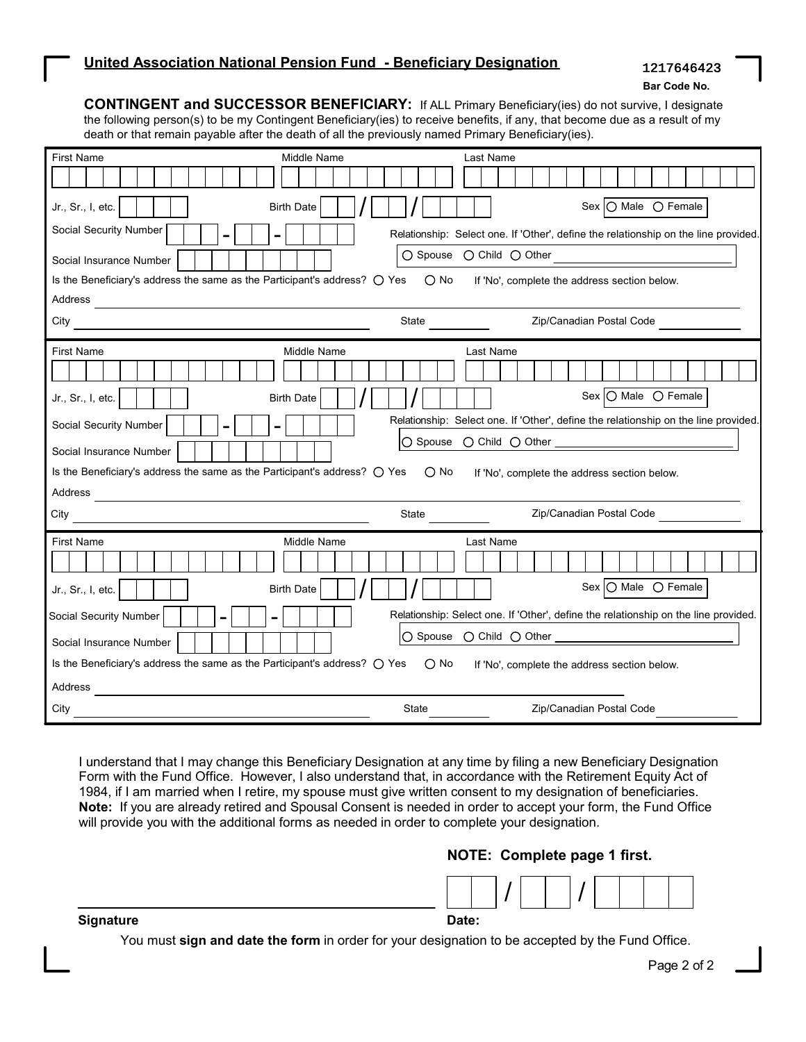## United Association National Pension Fund - Beneficiary Designation

1217646423
**Bar Code No.**

**CONTINGENT and SUCCESSOR BENEFICIARY:** If ALL Primary Beneficiary(ies) do not survive, I designate the following person(s) to be my Contingent Beneficiary(ies) to receive benefits, if any, that become due as a result of my death or that remain payable after the death of all the previously named Primary Beneficiary(ies).

First Name ______ Middle Name ______ Last Name ______

Jr., Sr., I, etc. ______ Birth Date ___ / ___ / ______ Sex ○ Male ○ Female

Social Security Number ___ - __ - ____

Relationship: Select one. If 'Other', define the relationship on the line provided.
○ Spouse ○ Child ○ Other ______

Social Insurance Number ______

Is the Beneficiary's address the same as the Participant's address? ○ Yes ○ No If 'No', complete the address section below.

Address ______

City ______ State ______ Zip/Canadian Postal Code ______

---

First Name ______ Middle Name ______ Last Name ______

Jr., Sr., I, etc. ______ Birth Date ___ / ___ / ______ Sex ○ Male ○ Female

Social Security Number ___ - __ - ____

Relationship: Select one. If 'Other', define the relationship on the line provided.
○ Spouse ○ Child ○ Other ______

Social Insurance Number ______

Is the Beneficiary's address the same as the Participant's address? ○ Yes ○ No If 'No', complete the address section below.

Address ______

City ______ State ______ Zip/Canadian Postal Code ______

---

First Name ______ Middle Name ______ Last Name ______

Jr., Sr., I, etc. ______ Birth Date ___ / ___ / ______ Sex ○ Male ○ Female

Social Security Number ___ - __ - ____

Relationship: Select one. If 'Other', define the relationship on the line provided.
○ Spouse ○ Child ○ Other ______

Social Insurance Number ______

Is the Beneficiary's address the same as the Participant's address? ○ Yes ○ No If 'No', complete the address section below.

Address ______

City ______ State ______ Zip/Canadian Postal Code ______

---

I understand that I may change this Beneficiary Designation at any time by filing a new Beneficiary Designation Form with the Fund Office. However, I also understand that, in accordance with the Retirement Equity Act of 1984, if I am married when I retire, my spouse must give written consent to my designation of beneficiaries. **Note:** If you are already retired and Spousal Consent is needed in order to accept your form, the Fund Office will provide you with the additional forms as needed in order to complete your designation.

**NOTE: Complete page 1 first.**

______________________________ ___ / ___ / ______

**Signature** **Date:**

You must **sign and date the form** in order for your designation to be accepted by the Fund Office.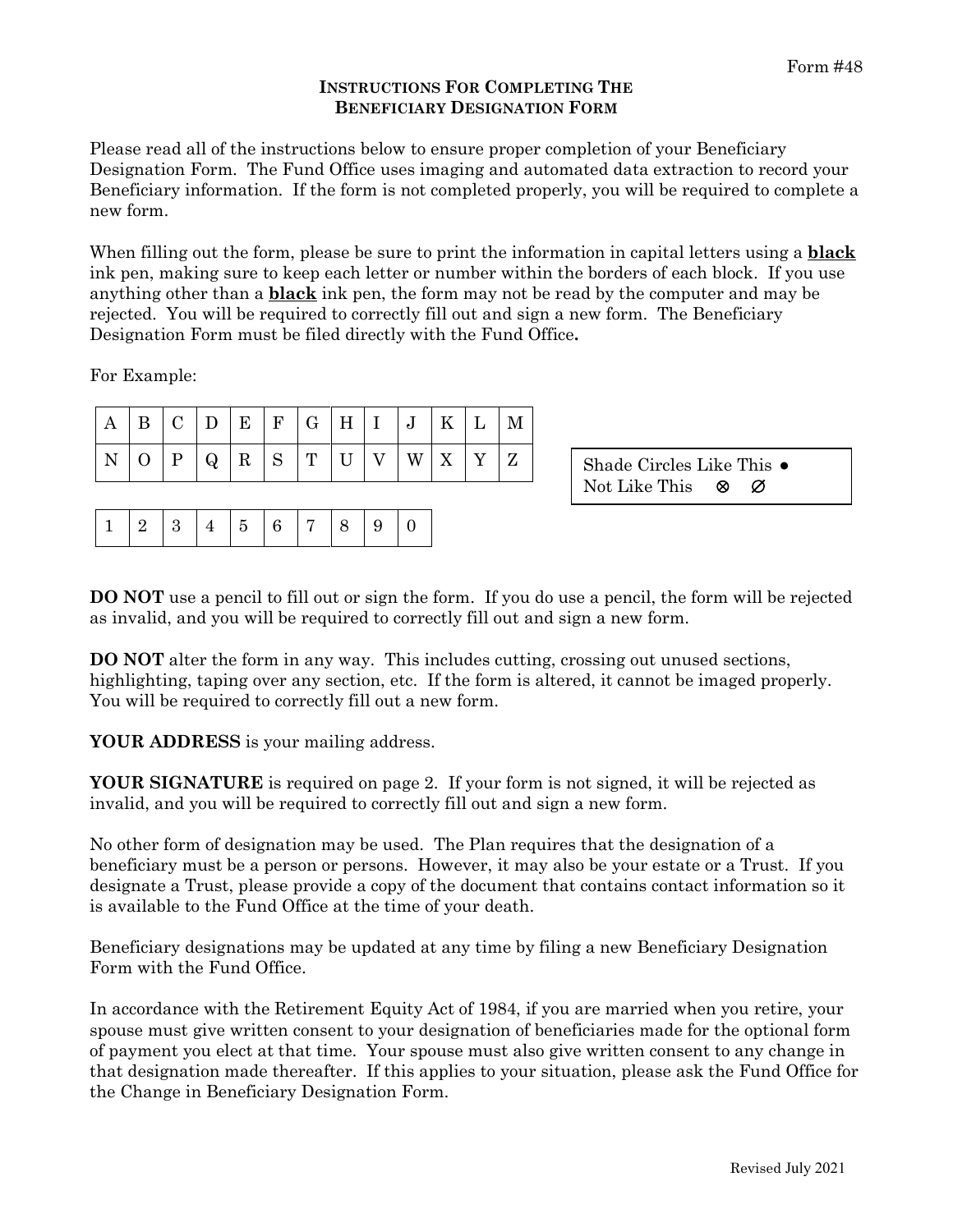Form #48

# INSTRUCTIONS FOR COMPLETING THE BENEFICIARY DESIGNATION FORM

Please read all of the instructions below to ensure proper completion of your Beneficiary Designation Form. The Fund Office uses imaging and automated data extraction to record your Beneficiary information. If the form is not completed properly, you will be required to complete a new form.

When filling out the form, please be sure to print the information in capital letters using a **black** ink pen, making sure to keep each letter or number within the borders of each block. If you use anything other than a **black** ink pen, the form may not be read by the computer and may be rejected. You will be required to correctly fill out and sign a new form. The Beneficiary Designation Form must be filed directly with the Fund Office**.**

For Example:

| A | B | C | D | E | F | G | H | I | J | K | L | M |
|---|---|---|---|---|---|---|---|---|---|---|---|---|
| N | O | P | Q | R | S | T | U | V | W | X | Y | Z |

| 1 | 2 | 3 | 4 | 5 | 6 | 7 | 8 | 9 | 0 |
|---|---|---|---|---|---|---|---|---|---|

Shade Circles Like This ●
Not Like This ⊗ ∅

**DO NOT** use a pencil to fill out or sign the form. If you do use a pencil, the form will be rejected as invalid, and you will be required to correctly fill out and sign a new form.

**DO NOT** alter the form in any way. This includes cutting, crossing out unused sections, highlighting, taping over any section, etc. If the form is altered, it cannot be imaged properly. You will be required to correctly fill out a new form.

**YOUR ADDRESS** is your mailing address.

**YOUR SIGNATURE** is required on page 2. If your form is not signed, it will be rejected as invalid, and you will be required to correctly fill out and sign a new form.

No other form of designation may be used. The Plan requires that the designation of a beneficiary must be a person or persons. However, it may also be your estate or a Trust. If you designate a Trust, please provide a copy of the document that contains contact information so it is available to the Fund Office at the time of your death.

Beneficiary designations may be updated at any time by filing a new Beneficiary Designation Form with the Fund Office.

In accordance with the Retirement Equity Act of 1984, if you are married when you retire, your spouse must give written consent to your designation of beneficiaries made for the optional form of payment you elect at that time. Your spouse must also give written consent to any change in that designation made thereafter. If this applies to your situation, please ask the Fund Office for the Change in Beneficiary Designation Form.

Revised July 2021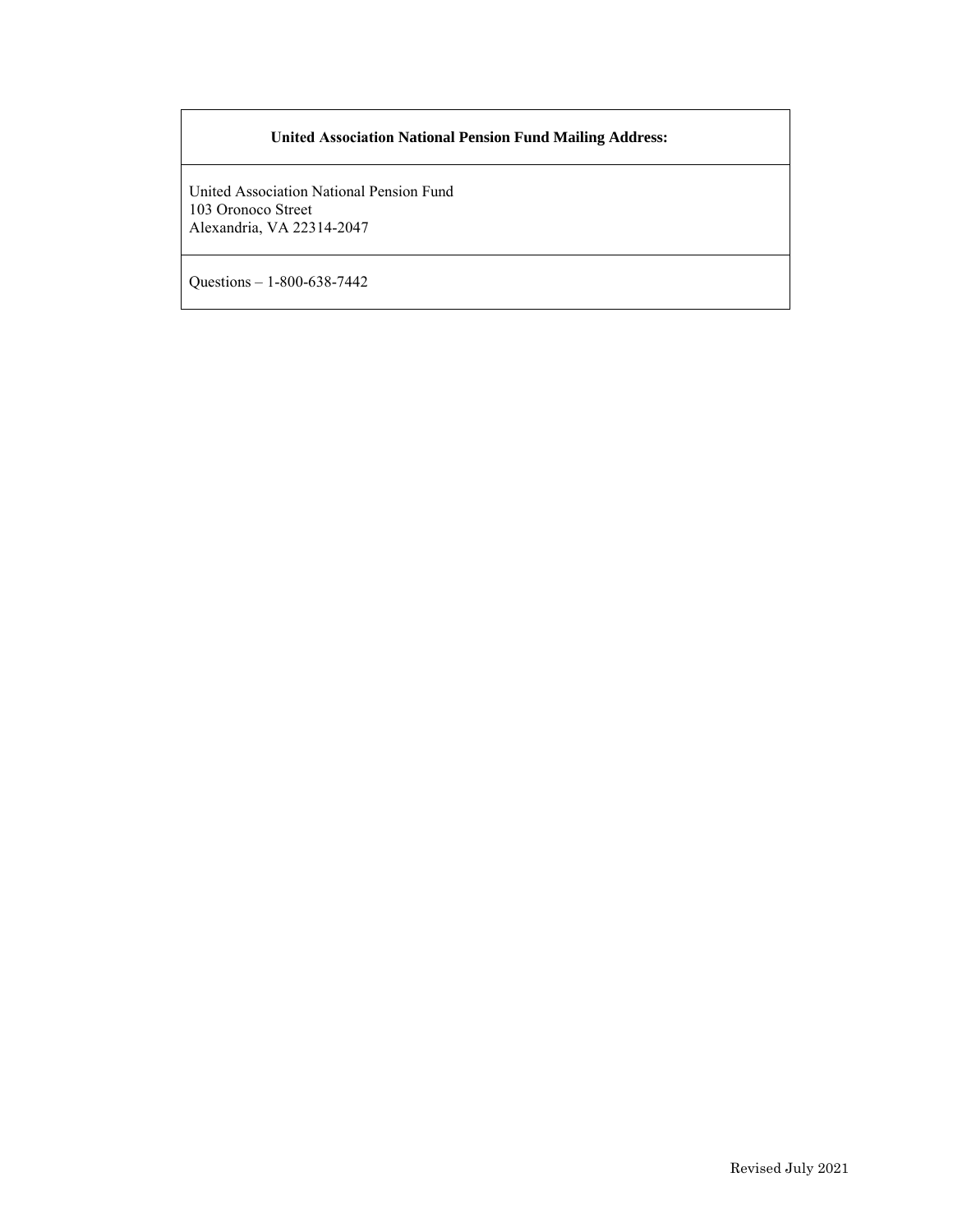| United Association National Pension Fund Mailing Address: |
| --- |
| United Association National Pension Fund<br>103 Oronoco Street<br>Alexandria, VA 22314-2047 |
| Questions – 1-800-638-7442 |

Revised July 2021